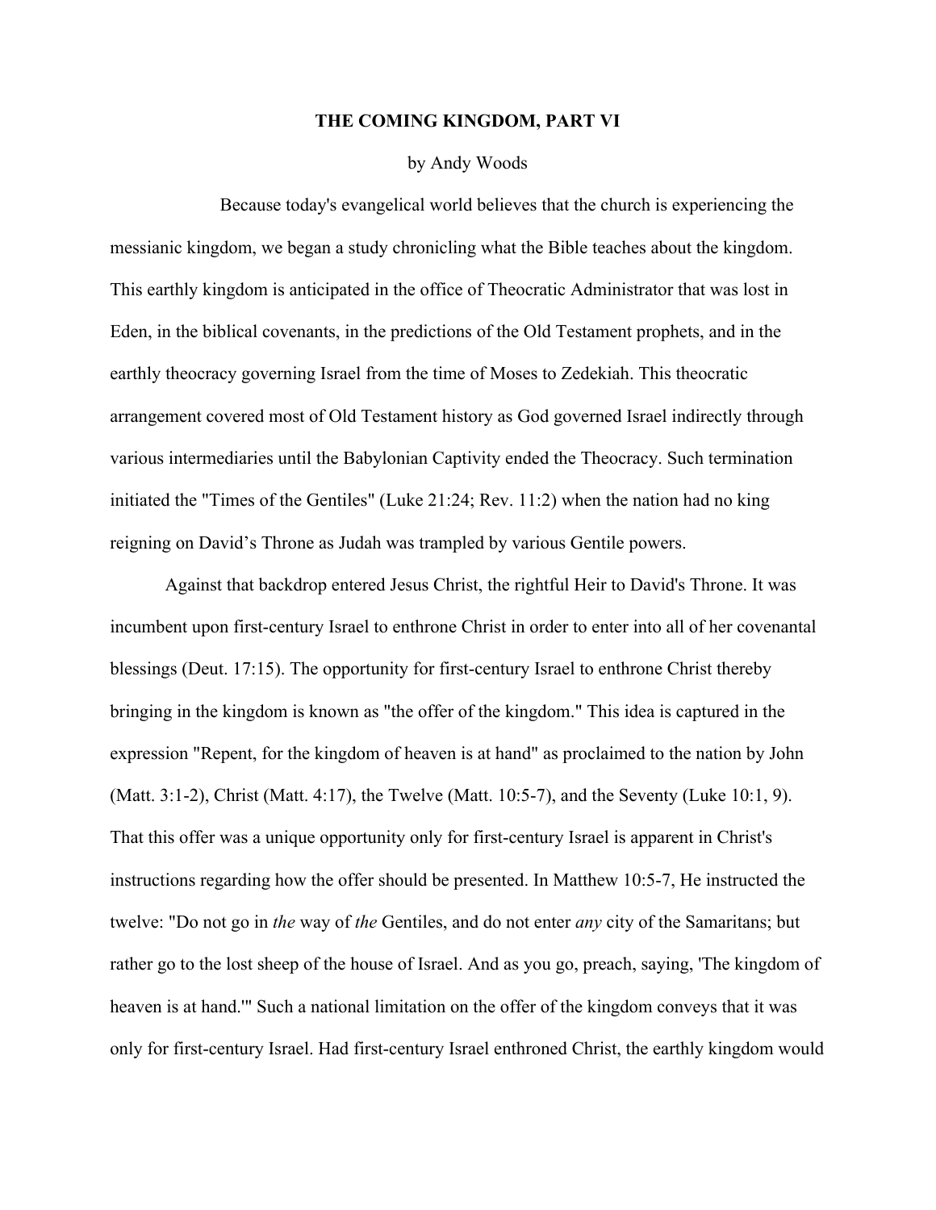# THE COMING KINGDOM, PART VI

by Andy Woods

Because today's evangelical world believes that the church is experiencing the messianic kingdom, we began a study chronicling what the Bible teaches about the kingdom. This earthly kingdom is anticipated in the office of Theocratic Administrator that was lost in Eden, in the biblical covenants, in the predictions of the Old Testament prophets, and in the earthly theocracy governing Israel from the time of Moses to Zedekiah. This theocratic arrangement covered most of Old Testament history as God governed Israel indirectly through various intermediaries until the Babylonian Captivity ended the Theocracy. Such termination initiated the "Times of the Gentiles" (Luke 21:24; Rev. 11:2) when the nation had no king reigning on David's Throne as Judah was trampled by various Gentile powers.

Against that backdrop entered Jesus Christ, the rightful Heir to David's Throne. It was incumbent upon first-century Israel to enthrone Christ in order to enter into all of her covenantal blessings (Deut. 17:15). The opportunity for first-century Israel to enthrone Christ thereby bringing in the kingdom is known as "the offer of the kingdom." This idea is captured in the expression "Repent, for the kingdom of heaven is at hand" as proclaimed to the nation by John (Matt. 3:1-2), Christ (Matt. 4:17), the Twelve (Matt. 10:5-7), and the Seventy (Luke 10:1, 9). That this offer was a unique opportunity only for first-century Israel is apparent in Christ's instructions regarding how the offer should be presented. In Matthew 10:5-7, He instructed the twelve: "Do not go in *the* way of *the* Gentiles, and do not enter *any* city of the Samaritans; but rather go to the lost sheep of the house of Israel. And as you go, preach, saying, 'The kingdom of heaven is at hand.'" Such a national limitation on the offer of the kingdom conveys that it was only for first-century Israel. Had first-century Israel enthroned Christ, the earthly kingdom would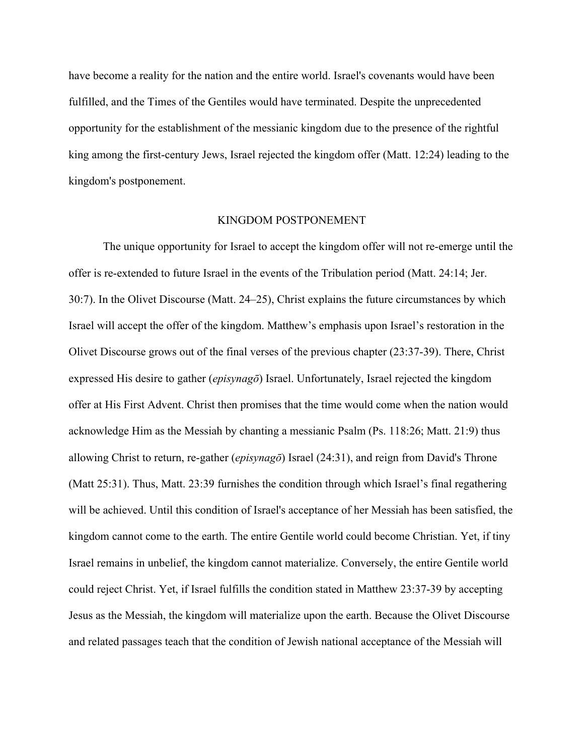have become a reality for the nation and the entire world. Israel's covenants would have been fulfilled, and the Times of the Gentiles would have terminated. Despite the unprecedented opportunity for the establishment of the messianic kingdom due to the presence of the rightful king among the first-century Jews, Israel rejected the kingdom offer (Matt. 12:24) leading to the kingdom's postponement.

## KINGDOM POSTPONEMENT

The unique opportunity for Israel to accept the kingdom offer will not re-emerge until the offer is re-extended to future Israel in the events of the Tribulation period (Matt. 24:14; Jer. 30:7). In the Olivet Discourse (Matt. 24–25), Christ explains the future circumstances by which Israel will accept the offer of the kingdom. Matthew's emphasis upon Israel's restoration in the Olivet Discourse grows out of the final verses of the previous chapter (23:37-39). There, Christ expressed His desire to gather (*episynagō*) Israel. Unfortunately, Israel rejected the kingdom offer at His First Advent. Christ then promises that the time would come when the nation would acknowledge Him as the Messiah by chanting a messianic Psalm (Ps. 118:26; Matt. 21:9) thus allowing Christ to return, re-gather (*episynagō*) Israel (24:31), and reign from David's Throne (Matt 25:31). Thus, Matt. 23:39 furnishes the condition through which Israel's final regathering will be achieved. Until this condition of Israel's acceptance of her Messiah has been satisfied, the kingdom cannot come to the earth. The entire Gentile world could become Christian. Yet, if tiny Israel remains in unbelief, the kingdom cannot materialize. Conversely, the entire Gentile world could reject Christ. Yet, if Israel fulfills the condition stated in Matthew 23:37-39 by accepting Jesus as the Messiah, the kingdom will materialize upon the earth. Because the Olivet Discourse and related passages teach that the condition of Jewish national acceptance of the Messiah will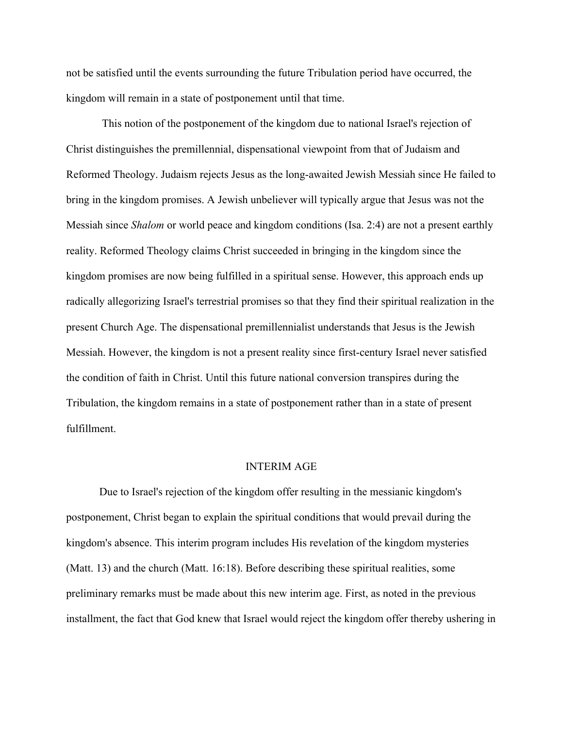not be satisfied until the events surrounding the future Tribulation period have occurred, the kingdom will remain in a state of postponement until that time.

This notion of the postponement of the kingdom due to national Israel's rejection of Christ distinguishes the premillennial, dispensational viewpoint from that of Judaism and Reformed Theology. Judaism rejects Jesus as the long-awaited Jewish Messiah since He failed to bring in the kingdom promises. A Jewish unbeliever will typically argue that Jesus was not the Messiah since *Shalom* or world peace and kingdom conditions (Isa. 2:4) are not a present earthly reality. Reformed Theology claims Christ succeeded in bringing in the kingdom since the kingdom promises are now being fulfilled in a spiritual sense. However, this approach ends up radically allegorizing Israel's terrestrial promises so that they find their spiritual realization in the present Church Age. The dispensational premillennialist understands that Jesus is the Jewish Messiah. However, the kingdom is not a present reality since first-century Israel never satisfied the condition of faith in Christ. Until this future national conversion transpires during the Tribulation, the kingdom remains in a state of postponement rather than in a state of present fulfillment.

## INTERIM AGE

Due to Israel's rejection of the kingdom offer resulting in the messianic kingdom's postponement, Christ began to explain the spiritual conditions that would prevail during the kingdom's absence. This interim program includes His revelation of the kingdom mysteries (Matt. 13) and the church (Matt. 16:18). Before describing these spiritual realities, some preliminary remarks must be made about this new interim age. First, as noted in the previous installment, the fact that God knew that Israel would reject the kingdom offer thereby ushering in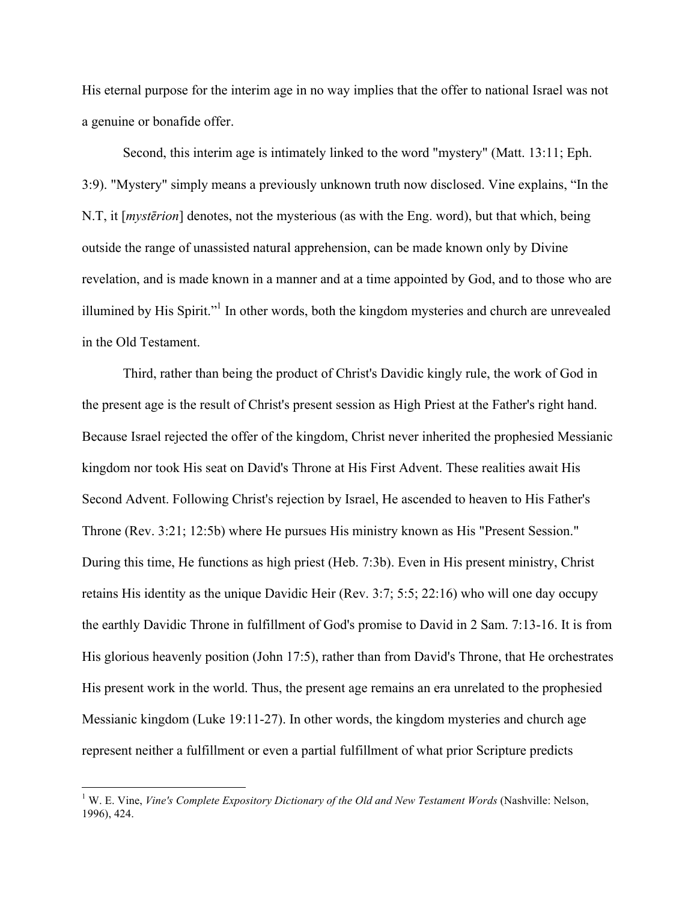His eternal purpose for the interim age in no way implies that the offer to national Israel was not a genuine or bonafide offer.

Second, this interim age is intimately linked to the word "mystery" (Matt. 13:11; Eph. 3:9). "Mystery" simply means a previously unknown truth now disclosed. Vine explains, “In the N.T, it [*mystērion*] denotes, not the mysterious (as with the Eng. word), but that which, being outside the range of unassisted natural apprehension, can be made known only by Divine revelation, and is made known in a manner and at a time appointed by God, and to those who are illumined by His Spirit.”[1] In other words, both the kingdom mysteries and church are unrevealed in the Old Testament.

Third, rather than being the product of Christ's Davidic kingly rule, the work of God in the present age is the result of Christ's present session as High Priest at the Father's right hand. Because Israel rejected the offer of the kingdom, Christ never inherited the prophesied Messianic kingdom nor took His seat on David's Throne at His First Advent. These realities await His Second Advent. Following Christ's rejection by Israel, He ascended to heaven to His Father's Throne (Rev. 3:21; 12:5b) where He pursues His ministry known as His "Present Session." During this time, He functions as high priest (Heb. 7:3b). Even in His present ministry, Christ retains His identity as the unique Davidic Heir (Rev. 3:7; 5:5; 22:16) who will one day occupy the earthly Davidic Throne in fulfillment of God's promise to David in 2 Sam. 7:13-16. It is from His glorious heavenly position (John 17:5), rather than from David's Throne, that He orchestrates His present work in the world. Thus, the present age remains an era unrelated to the prophesied Messianic kingdom (Luke 19:11-27). In other words, the kingdom mysteries and church age represent neither a fulfillment or even a partial fulfillment of what prior Scripture predicts

[1] W. E. Vine, *Vine's Complete Expository Dictionary of the Old and New Testament Words* (Nashville: Nelson, 1996), 424.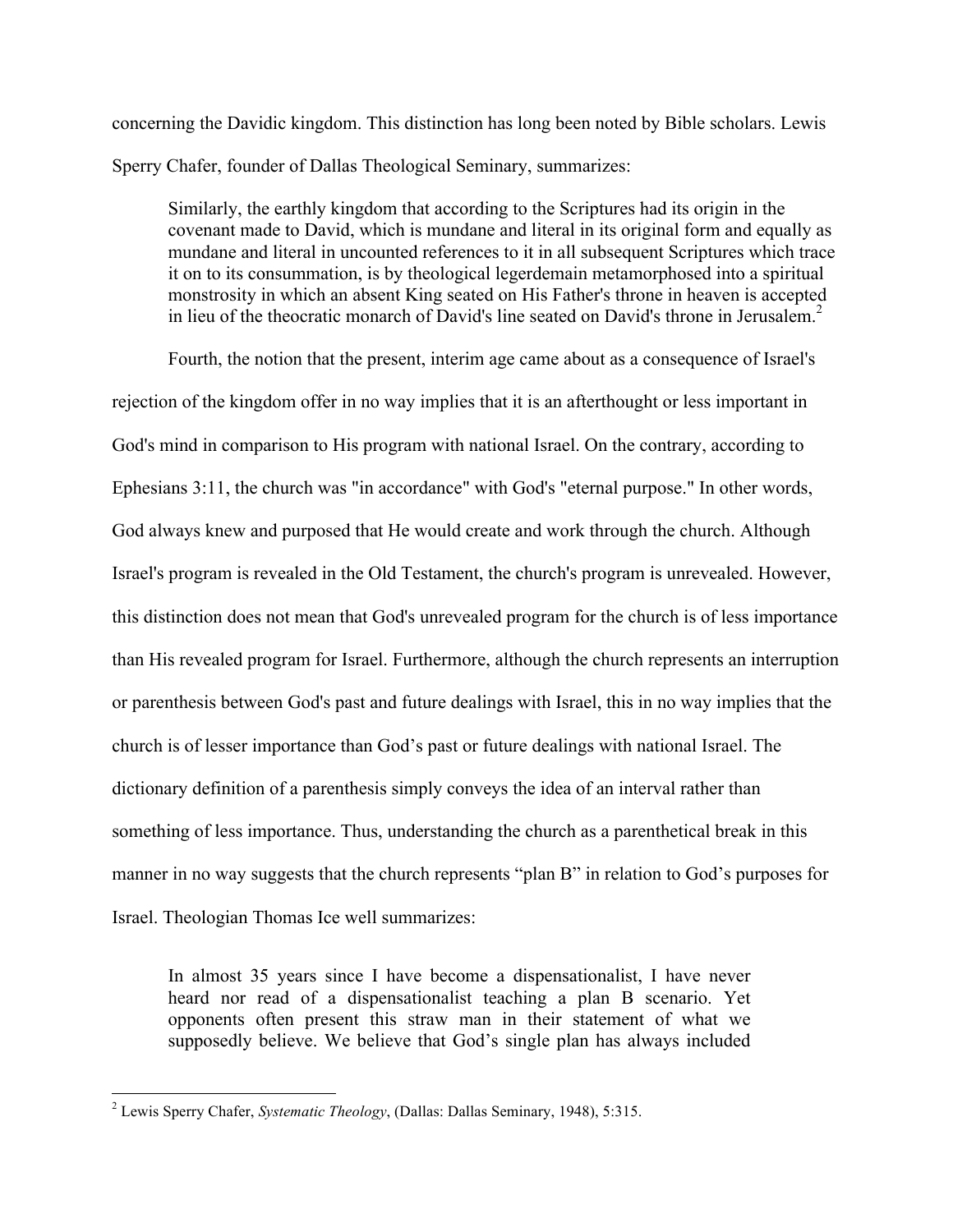concerning the Davidic kingdom. This distinction has long been noted by Bible scholars. Lewis Sperry Chafer, founder of Dallas Theological Seminary, summarizes:

> Similarly, the earthly kingdom that according to the Scriptures had its origin in the covenant made to David, which is mundane and literal in its original form and equally as mundane and literal in uncounted references to it in all subsequent Scriptures which trace it on to its consummation, is by theological legerdemain metamorphosed into a spiritual monstrosity in which an absent King seated on His Father's throne in heaven is accepted in lieu of the theocratic monarch of David's line seated on David's throne in Jerusalem.[2]

Fourth, the notion that the present, interim age came about as a consequence of Israel's rejection of the kingdom offer in no way implies that it is an afterthought or less important in God's mind in comparison to His program with national Israel. On the contrary, according to Ephesians 3:11, the church was "in accordance" with God's "eternal purpose." In other words, God always knew and purposed that He would create and work through the church. Although Israel's program is revealed in the Old Testament, the church's program is unrevealed. However, this distinction does not mean that God's unrevealed program for the church is of less importance than His revealed program for Israel. Furthermore, although the church represents an interruption or parenthesis between God's past and future dealings with Israel, this in no way implies that the church is of lesser importance than God's past or future dealings with national Israel. The dictionary definition of a parenthesis simply conveys the idea of an interval rather than something of less importance. Thus, understanding the church as a parenthetical break in this manner in no way suggests that the church represents "plan B" in relation to God's purposes for Israel. Theologian Thomas Ice well summarizes:

> In almost 35 years since I have become a dispensationalist, I have never heard nor read of a dispensationalist teaching a plan B scenario. Yet opponents often present this straw man in their statement of what we supposedly believe. We believe that God's single plan has always included

---

[2] Lewis Sperry Chafer, *Systematic Theology*, (Dallas: Dallas Seminary, 1948), 5:315.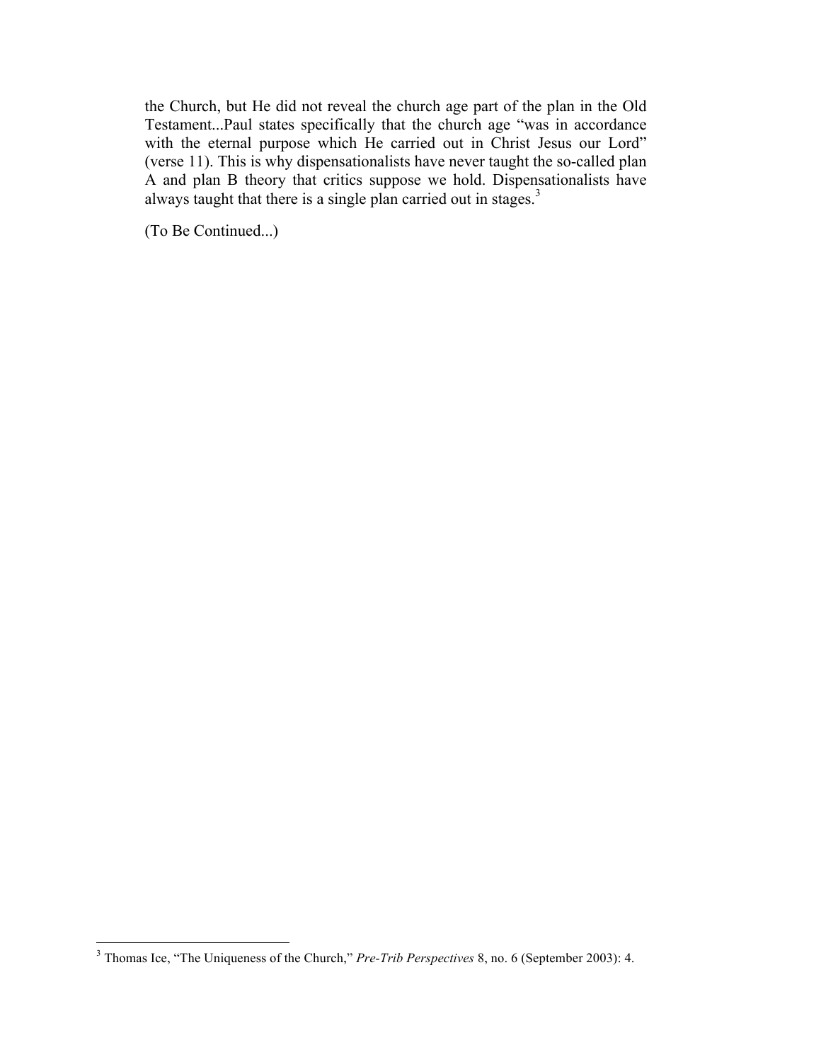> the Church, but He did not reveal the church age part of the plan in the Old Testament...Paul states specifically that the church age "was in accordance with the eternal purpose which He carried out in Christ Jesus our Lord" (verse 11). This is why dispensationalists have never taught the so-called plan A and plan B theory that critics suppose we hold. Dispensationalists have always taught that there is a single plan carried out in stages.[3]

(To Be Continued...)

---

[3] Thomas Ice, "The Uniqueness of the Church," *Pre-Trib Perspectives* 8, no. 6 (September 2003): 4.